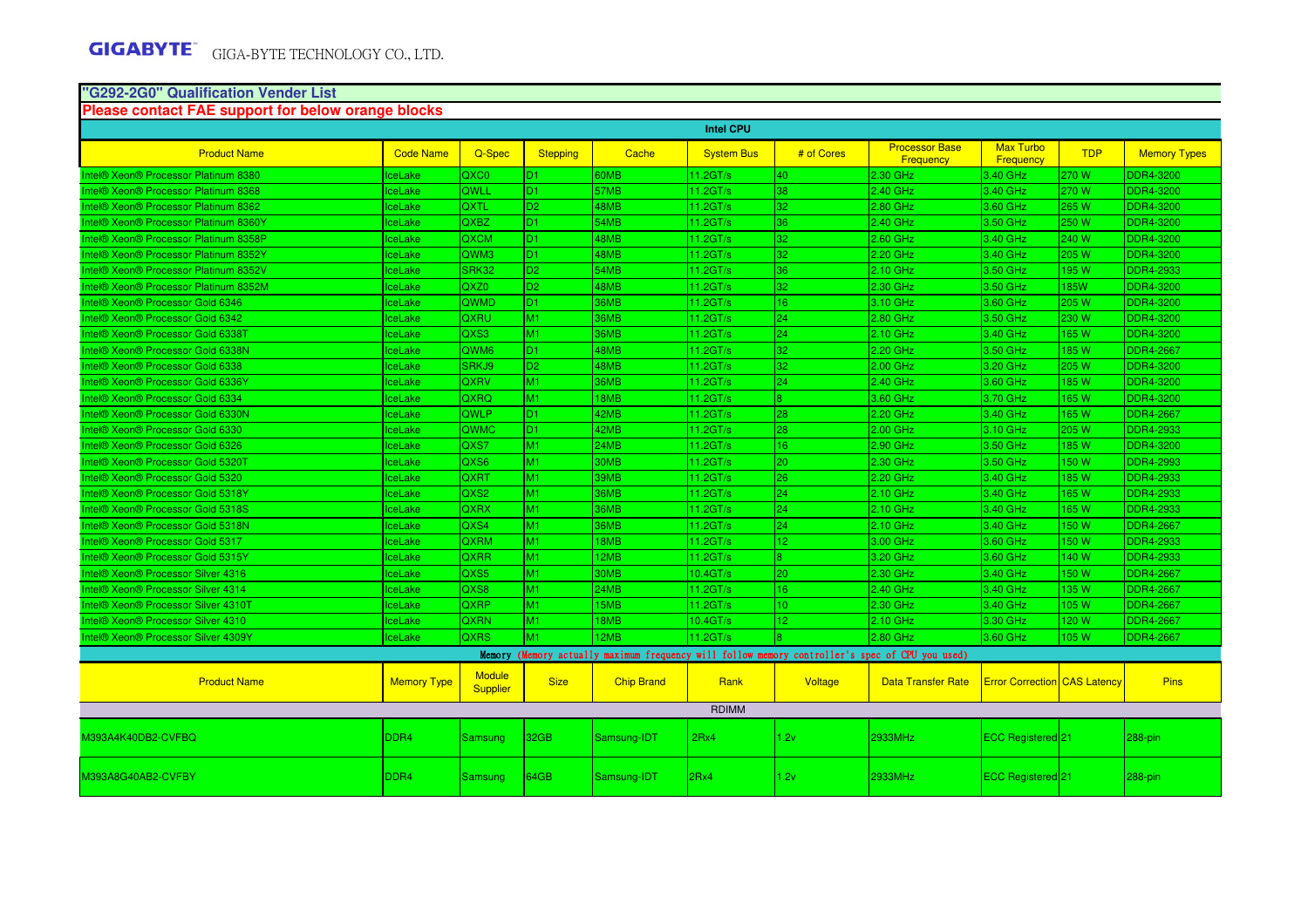# "G292-2G0" Qualification Vender List

**Please contact FAE support for below orange blocks**

| Intel CPU | | | | | | | | | | |
|---|---|---|---|---|---|---|---|---|---|---|
| **Product Name** | **Code Name** | **Q-Spec** | **Stepping** | **Cache** | **System Bus** | **# of Cores** | **Processor Base Frequency** | **Max Turbo Frequency** | **TDP** | **Memory Types** |
| Intel® Xeon® Processor Platinum 8380 | IceLake | QXC0 | D1 | 60MB | 11.2GT/s | 40 | 2.30 GHz | 3.40 GHz | 270 W | DDR4-3200 |
| Intel® Xeon® Processor Platinum 8368 | IceLake | QWLL | D1 | 57MB | 11.2GT/s | 38 | 2.40 GHz | 3.40 GHz | 270 W | DDR4-3200 |
| Intel® Xeon® Processor Platinum 8362 | IceLake | QXTL | D2 | 48MB | 11.2GT/s | 32 | 2.80 GHz | 3.60 GHz | 265 W | DDR4-3200 |
| Intel® Xeon® Processor Platinum 8360Y | IceLake | QXBZ | D1 | 54MB | 11.2GT/s | 36 | 2.40 GHz | 3.50 GHz | 250 W | DDR4-3200 |
| Intel® Xeon® Processor Platinum 8358P | IceLake | QXCM | D1 | 48MB | 11.2GT/s | 32 | 2.60 GHz | 3.40 GHz | 240 W | DDR4-3200 |
| Intel® Xeon® Processor Platinum 8352Y | IceLake | QWM3 | D1 | 48MB | 11.2GT/s | 32 | 2.20 GHz | 3.40 GHz | 205 W | DDR4-3200 |
| Intel® Xeon® Processor Platinum 8352V | IceLake | SRK32 | D2 | 54MB | 11.2GT/s | 36 | 2.10 GHz | 3.50 GHz | 195 W | DDR4-2933 |
| Intel® Xeon® Processor Platinum 8352M | IceLake | QXZ0 | D2 | 48MB | 11.2GT/s | 32 | 2.30 GHz | 3.50 GHz | 185W | DDR4-3200 |
| Intel® Xeon® Processor Gold 6346 | IceLake | QWMD | D1 | 36MB | 11.2GT/s | 16 | 3.10 GHz | 3.60 GHz | 205 W | DDR4-3200 |
| Intel® Xeon® Processor Gold 6342 | IceLake | QXRU | M1 | 36MB | 11.2GT/s | 24 | 2.80 GHz | 3.50 GHz | 230 W | DDR4-3200 |
| Intel® Xeon® Processor Gold 6338T | IceLake | QXS3 | M1 | 36MB | 11.2GT/s | 24 | 2.10 GHz | 3.40 GHz | 165 W | DDR4-3200 |
| Intel® Xeon® Processor Gold 6338N | IceLake | QWM6 | D1 | 48MB | 11.2GT/s | 32 | 2.20 GHz | 3.50 GHz | 185 W | DDR4-2667 |
| Intel® Xeon® Processor Gold 6338 | IceLake | SRKJ9 | D2 | 48MB | 11.2GT/s | 32 | 2.00 GHz | 3.20 GHz | 205 W | DDR4-3200 |
| Intel® Xeon® Processor Gold 6336Y | IceLake | QXRV | M1 | 36MB | 11.2GT/s | 24 | 2.40 GHz | 3.60 GHz | 185 W | DDR4-3200 |
| Intel® Xeon® Processor Gold 6334 | IceLake | QXRQ | M1 | 18MB | 11.2GT/s | 8 | 3.60 GHz | 3.70 GHz | 165 W | DDR4-3200 |
| Intel® Xeon® Processor Gold 6330N | IceLake | QWLP | D1 | 42MB | 11.2GT/s | 28 | 2.20 GHz | 3.40 GHz | 165 W | DDR4-2667 |
| Intel® Xeon® Processor Gold 6330 | IceLake | QWMC | D1 | 42MB | 11.2GT/s | 28 | 2.00 GHz | 3.10 GHz | 205 W | DDR4-2933 |
| Intel® Xeon® Processor Gold 6326 | IceLake | QXS7 | M1 | 24MB | 11.2GT/s | 16 | 2.90 GHz | 3.50 GHz | 185 W | DDR4-3200 |
| Intel® Xeon® Processor Gold 5320T | IceLake | QXS6 | M1 | 30MB | 11.2GT/s | 20 | 2.30 GHz | 3.50 GHz | 150 W | DDR4-2993 |
| Intel® Xeon® Processor Gold 5320 | IceLake | QXRT | M1 | 39MB | 11.2GT/s | 26 | 2.20 GHz | 3.40 GHz | 185 W | DDR4-2933 |
| Intel® Xeon® Processor Gold 5318Y | IceLake | QXS2 | M1 | 36MB | 11.2GT/s | 24 | 2.10 GHz | 3.40 GHz | 165 W | DDR4-2933 |
| Intel® Xeon® Processor Gold 5318S | IceLake | QXRX | M1 | 36MB | 11.2GT/s | 24 | 2.10 GHz | 3.40 GHz | 165 W | DDR4-2933 |
| Intel® Xeon® Processor Gold 5318N | IceLake | QXS4 | M1 | 36MB | 11.2GT/s | 24 | 2.10 GHz | 3.40 GHz | 150 W | DDR4-2667 |
| Intel® Xeon® Processor Gold 5317 | IceLake | QXRM | M1 | 18MB | 11.2GT/s | 12 | 3.00 GHz | 3.60 GHz | 150 W | DDR4-2933 |
| Intel® Xeon® Processor Gold 5315Y | IceLake | QXRR | M1 | 12MB | 11.2GT/s | 8 | 3.20 GHz | 3.60 GHz | 140 W | DDR4-2933 |
| Intel® Xeon® Processor Silver 4316 | IceLake | QXS5 | M1 | 30MB | 10.4GT/s | 20 | 2.30 GHz | 3.40 GHz | 150 W | DDR4-2667 |
| Intel® Xeon® Processor Silver 4314 | IceLake | QXS8 | M1 | 24MB | 11.2GT/s | 16 | 2.40 GHz | 3.40 GHz | 135 W | DDR4-2667 |
| Intel® Xeon® Processor Silver 4310T | IceLake | QXRP | M1 | 15MB | 11.2GT/s | 10 | 2.30 GHz | 3.40 GHz | 105 W | DDR4-2667 |
| Intel® Xeon® Processor Silver 4310 | IceLake | QXRN | M1 | 18MB | 10.4GT/s | 12 | 2.10 GHz | 3.30 GHz | 120 W | DDR4-2667 |
| Intel® Xeon® Processor Silver 4309Y | IceLake | QXRS | M1 | 12MB | 11.2GT/s | 8 | 2.80 GHz | 3.60 GHz | 105 W | DDR4-2667 |

**Memory** (Memory actually maximum frequency will follow memory controller's spec of CPU you used)

| **Product Name** | **Memory Type** | **Module Supplier** | **Size** | **Chip Brand** | **Rank** | **Voltage** | **Data Transfer Rate** | **Error Correction** | **CAS Latency** | **Pins** |
|---|---|---|---|---|---|---|---|---|---|---|
| RDIMM | | | | | | | | | | |
| M393A4K40DB2-CVFBQ | DDR4 | Samsung | 32GB | Samsung-IDT | 2Rx4 | 1.2v | 2933MHz | ECC Registered | 21 | 288-pin |
| M393A8G40AB2-CVFBY | DDR4 | Samsung | 64GB | Samsung-IDT | 2Rx4 | 1.2v | 2933MHz | ECC Registered | 21 | 288-pin |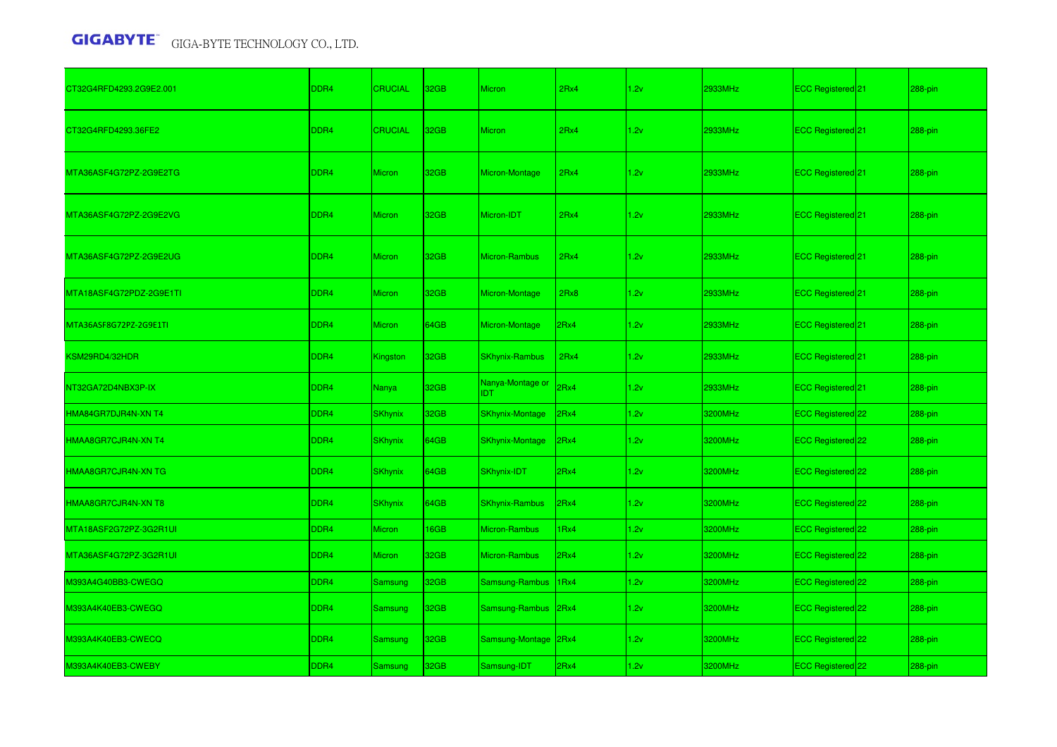| | | | | | | | | | | |
|---|---|---|---|---|---|---|---|---|---|---|
| CT32G4RFD4293.2G9E2.001 | DDR4 | CRUCIAL | 32GB | Micron | 2Rx4 | 1.2v | 2933MHz | ECC Registered | 21 | 288-pin |
| CT32G4RFD4293.36FE2 | DDR4 | CRUCIAL | 32GB | Micron | 2Rx4 | 1.2v | 2933MHz | ECC Registered | 21 | 288-pin |
| MTA36ASF4G72PZ-2G9E2TG | DDR4 | Micron | 32GB | Micron-Montage | 2Rx4 | 1.2v | 2933MHz | ECC Registered | 21 | 288-pin |
| MTA36ASF4G72PZ-2G9E2VG | DDR4 | Micron | 32GB | Micron-IDT | 2Rx4 | 1.2v | 2933MHz | ECC Registered | 21 | 288-pin |
| MTA36ASF4G72PZ-2G9E2UG | DDR4 | Micron | 32GB | Micron-Rambus | 2Rx4 | 1.2v | 2933MHz | ECC Registered | 21 | 288-pin |
| MTA18ASF4G72PDZ-2G9E1TI | DDR4 | Micron | 32GB | Micron-Montage | 2Rx8 | 1.2v | 2933MHz | ECC Registered | 21 | 288-pin |
| MTA36ASF8G72PZ-2G9E1TI | DDR4 | Micron | 64GB | Micron-Montage | 2Rx4 | 1.2v | 2933MHz | ECC Registered | 21 | 288-pin |
| KSM29RD4/32HDR | DDR4 | Kingston | 32GB | SKhynix-Rambus | 2Rx4 | 1.2v | 2933MHz | ECC Registered | 21 | 288-pin |
| NT32GA72D4NBX3P-IX | DDR4 | Nanya | 32GB | Nanya-Montage or IDT | 2Rx4 | 1.2v | 2933MHz | ECC Registered | 21 | 288-pin |
| HMA84GR7DJR4N-XN T4 | DDR4 | SKhynix | 32GB | SKhynix-Montage | 2Rx4 | 1.2v | 3200MHz | ECC Registered | 22 | 288-pin |
| HMAA8GR7CJR4N-XN T4 | DDR4 | SKhynix | 64GB | SKhynix-Montage | 2Rx4 | 1.2v | 3200MHz | ECC Registered | 22 | 288-pin |
| HMAA8GR7CJR4N-XN TG | DDR4 | SKhynix | 64GB | SKhynix-IDT | 2Rx4 | 1.2v | 3200MHz | ECC Registered | 22 | 288-pin |
| HMAA8GR7CJR4N-XN T8 | DDR4 | SKhynix | 64GB | SKhynix-Rambus | 2Rx4 | 1.2v | 3200MHz | ECC Registered | 22 | 288-pin |
| MTA18ASF2G72PZ-3G2R1UI | DDR4 | Micron | 16GB | Micron-Rambus | 1Rx4 | 1.2v | 3200MHz | ECC Registered | 22 | 288-pin |
| MTA36ASF4G72PZ-3G2R1UI | DDR4 | Micron | 32GB | Micron-Rambus | 2Rx4 | 1.2v | 3200MHz | ECC Registered | 22 | 288-pin |
| M393A4G40BB3-CWEGQ | DDR4 | Samsung | 32GB | Samsung-Rambus | 1Rx4 | 1.2v | 3200MHz | ECC Registered | 22 | 288-pin |
| M393A4K40EB3-CWEGQ | DDR4 | Samsung | 32GB | Samsung-Rambus | 2Rx4 | 1.2v | 3200MHz | ECC Registered | 22 | 288-pin |
| M393A4K40EB3-CWECQ | DDR4 | Samsung | 32GB | Samsung-Montage | 2Rx4 | 1.2v | 3200MHz | ECC Registered | 22 | 288-pin |
| M393A4K40EB3-CWEBY | DDR4 | Samsung | 32GB | Samsung-IDT | 2Rx4 | 1.2v | 3200MHz | ECC Registered | 22 | 288-pin |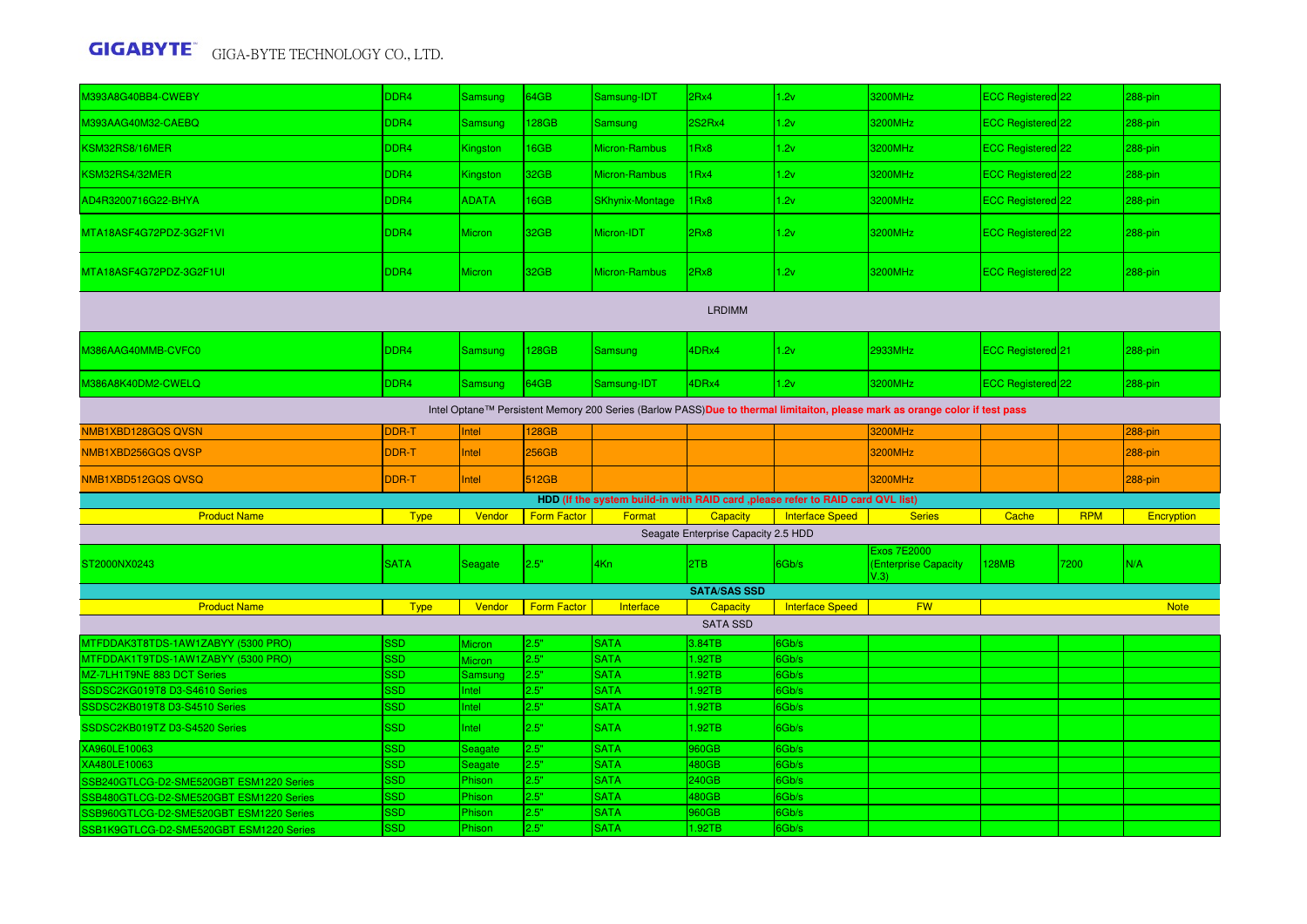| | | | | | | | | | | |
|---|---|---|---|---|---|---|---|---|---|---|
| M393A8G40BB4-CWEBY | DDR4 | Samsung | 64GB | Samsung-IDT | 2Rx4 | 1.2v | 3200MHz | ECC Registered | 22 | 288-pin |
| M393AAG40M32-CAEBQ | DDR4 | Samsung | 128GB | Samsung | 2S2Rx4 | 1.2v | 3200MHz | ECC Registered | 22 | 288-pin |
| KSM32RS8/16MER | DDR4 | Kingston | 16GB | Micron-Rambus | 1Rx8 | 1.2v | 3200MHz | ECC Registered | 22 | 288-pin |
| KSM32RS4/32MER | DDR4 | Kingston | 32GB | Micron-Rambus | 1Rx4 | 1.2v | 3200MHz | ECC Registered | 22 | 288-pin |
| AD4R3200716G22-BHYA | DDR4 | ADATA | 16GB | SKhynix-Montage | 1Rx8 | 1.2v | 3200MHz | ECC Registered | 22 | 288-pin |
| MTA18ASF4G72PDZ-3G2F1VI | DDR4 | Micron | 32GB | Micron-IDT | 2Rx8 | 1.2v | 3200MHz | ECC Registered | 22 | 288-pin |
| MTA18ASF4G72PDZ-3G2F1UI | DDR4 | Micron | 32GB | Micron-Rambus | 2Rx8 | 1.2v | 3200MHz | ECC Registered | 22 | 288-pin |
| LRDIMM | | | | | | | | | | |
| M386AAG40MMB-CVFC0 | DDR4 | Samsung | 128GB | Samsung | 4DRx4 | 1.2v | 2933MHz | ECC Registered | 21 | 288-pin |
| M386A8K40DM2-CWELQ | DDR4 | Samsung | 64GB | Samsung-IDT | 4DRx4 | 1.2v | 3200MHz | ECC Registered | 22 | 288-pin |
| Intel Optane™ Persistent Memory 200 Series (Barlow PASS) **Due to thermal limitaiton, please mark as orange color if test pass** | | | | | | | | | | |
| NMB1XBD128GQS QVSN | DDR-T | Intel | 128GB | | | | 3200MHz | | | 288-pin |
| NMB1XBD256GQS QVSP | DDR-T | Intel | 256GB | | | | 3200MHz | | | 288-pin |
| NMB1XBD512GQS QVSQ | DDR-T | Intel | 512GB | | | | 3200MHz | | | 288-pin |

**HDD (If the system build-in with RAID card ,please refer to RAID card QVL list)**

| Product Name | Type | Vendor | Form Factor | Format | Capacity | Interface Speed | Series | Cache | RPM | Encryption |
|---|---|---|---|---|---|---|---|---|---|---|
| Seagate Enterprise Capacity 2.5 HDD | | | | | | | | | | |
| ST2000NX0243 | SATA | Seagate | 2.5" | 4Kn | 2TB | 6Gb/s | Exos 7E2000 (Enterprise Capacity V.3) | 128MB | 7200 | N/A |

**SATA/SAS SSD**

| Product Name | Type | Vendor | Form Factor | Interface | Capacity | Interface Speed | FW | | | Note |
|---|---|---|---|---|---|---|---|---|---|---|
| SATA SSD | | | | | | | | | | |
| MTFDDAK3T8TDS-1AW1ZABYY (5300 PRO) | SSD | Micron | 2.5" | SATA | 3.84TB | 6Gb/s | | | | |
| MTFDDAK1T9TDS-1AW1ZABYY (5300 PRO) | SSD | Micron | 2.5" | SATA | 1.92TB | 6Gb/s | | | | |
| MZ-7LH1T9NE 883 DCT Series | SSD | Samsung | 2.5" | SATA | 1.92TB | 6Gb/s | | | | |
| SSDSC2KG019T8 D3-S4610 Series | SSD | Intel | 2.5" | SATA | 1.92TB | 6Gb/s | | | | |
| SSDSC2KB019T8 D3-S4510 Series | SSD | Intel | 2.5" | SATA | 1.92TB | 6Gb/s | | | | |
| SSDSC2KB019TZ D3-S4520 Series | SSD | Intel | 2.5" | SATA | 1.92TB | 6Gb/s | | | | |
| XA960LE10063 | SSD | Seagate | 2.5" | SATA | 960GB | 6Gb/s | | | | |
| XA480LE10063 | SSD | Seagate | 2.5" | SATA | 480GB | 6Gb/s | | | | |
| SSB240GTLCG-D2-SME520GBT ESM1220 Series | SSD | Phison | 2.5" | SATA | 240GB | 6Gb/s | | | | |
| SSB480GTLCG-D2-SME520GBT ESM1220 Series | SSD | Phison | 2.5" | SATA | 480GB | 6Gb/s | | | | |
| SSB960GTLCG-D2-SME520GBT ESM1220 Series | SSD | Phison | 2.5" | SATA | 960GB | 6Gb/s | | | | |
| SSB1K9GTLCG-D2-SME520GBT ESM1220 Series | SSD | Phison | 2.5" | SATA | 1.92TB | 6Gb/s | | | | |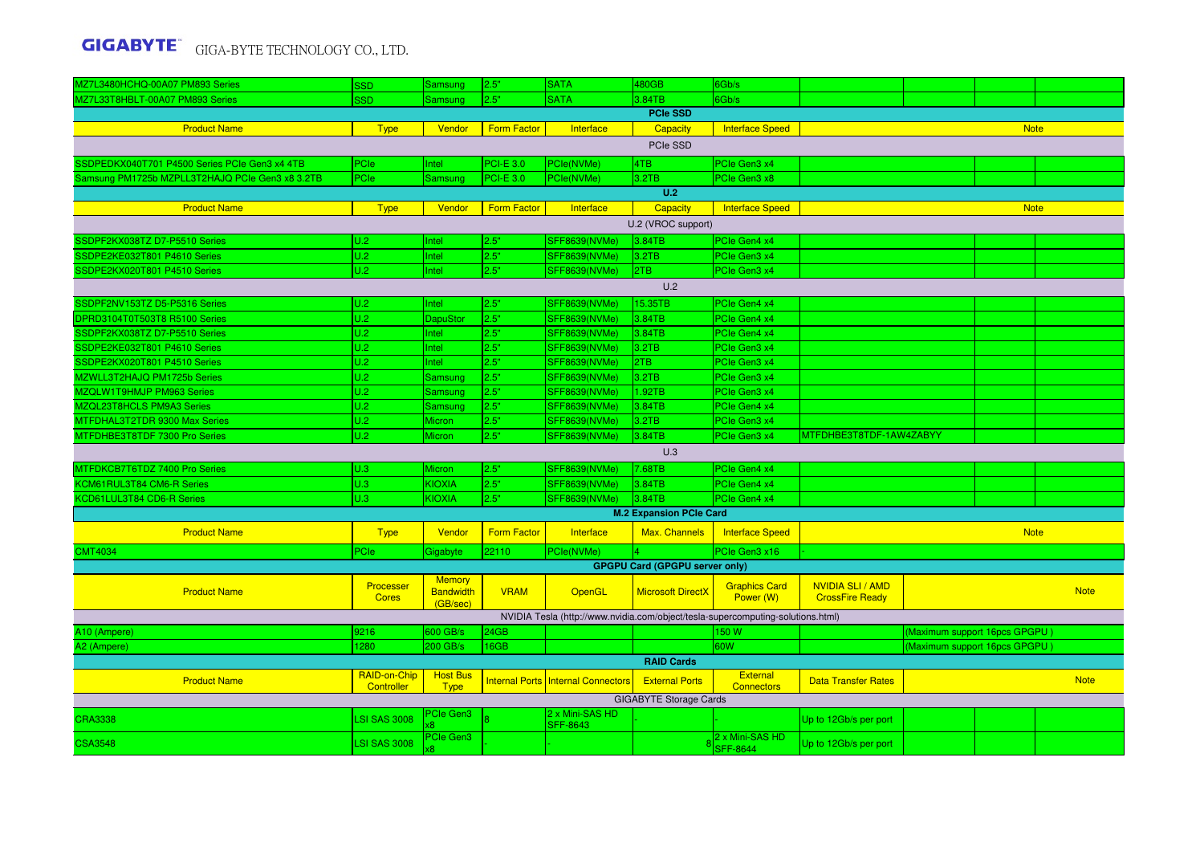| | | | | | | | | | |
|---|---|---|---|---|---|---|---|---|---|
| MZ7L3480HCHQ-00A07 PM893 Series | SSD | Samsung | 2.5" | SATA | 480GB | 6Gb/s | | | |
| MZ7L33T8HBLT-00A07 PM893 Series | SSD | Samsung | 2.5" | SATA | 3.84TB | 6Gb/s | | | |

**PCIe SSD**

| Product Name | Type | Vendor | Form Factor | Interface | Capacity | Interface Speed | Note | | |
|---|---|---|---|---|---|---|---|---|---|
| PCIe SSD | | | | | | | | | |
| SSDPEDKX040T701 P4500 Series PCIe Gen3 x4 4TB | PCIe | Intel | PCI-E 3.0 | PCIe(NVMe) | 4TB | PCIe Gen3 x4 | | | |
| Samsung PM1725b MZPLL3T2HAJQ PCIe Gen3 x8 3.2TB | PCIe | Samsung | PCI-E 3.0 | PCIe(NVMe) | 3.2TB | PCIe Gen3 x8 | | | |

**U.2**

| Product Name | Type | Vendor | Form Factor | Interface | Capacity | Interface Speed | Note | | |
|---|---|---|---|---|---|---|---|---|---|
| U.2 (VROC support) | | | | | | | | | |
| SSDPF2KX038TZ D7-P5510 Series | U.2 | Intel | 2.5" | SFF8639(NVMe) | 3.84TB | PCIe Gen4 x4 | | | |
| SSDPE2KE032T801 P4610 Series | U.2 | Intel | 2.5" | SFF8639(NVMe) | 3.2TB | PCIe Gen3 x4 | | | |
| SSDPE2KX020T801 P4510 Series | U.2 | Intel | 2.5" | SFF8639(NVMe) | 2TB | PCIe Gen3 x4 | | | |
| U.2 | | | | | | | | | |
| SSDPF2NV153TZ D5-P5316 Series | U.2 | Intel | 2.5" | SFF8639(NVMe) | 15.35TB | PCIe Gen4 x4 | | | |
| DPRD3104T0T503T8 R5100 Series | U.2 | DapuStor | 2.5" | SFF8639(NVMe) | 3.84TB | PCIe Gen4 x4 | | | |
| SSDPF2KX038TZ D7-P5510 Series | U.2 | Intel | 2.5" | SFF8639(NVMe) | 3.84TB | PCIe Gen4 x4 | | | |
| SSDPE2KE032T801 P4610 Series | U.2 | Intel | 2.5" | SFF8639(NVMe) | 3.2TB | PCIe Gen3 x4 | | | |
| SSDPE2KX020T801 P4510 Series | U.2 | Intel | 2.5" | SFF8639(NVMe) | 2TB | PCIe Gen3 x4 | | | |
| MZWLL3T2HAJQ PM1725b Series | U.2 | Samsung | 2.5" | SFF8639(NVMe) | 3.2TB | PCIe Gen3 x4 | | | |
| MZQLW1T9HMJP PM963 Series | U.2 | Samsung | 2.5" | SFF8639(NVMe) | 1.92TB | PCIe Gen3 x4 | | | |
| MZQL23T8HCLS PM9A3 Series | U.2 | Samsung | 2.5" | SFF8639(NVMe) | 3.84TB | PCIe Gen4 x4 | | | |
| MTFDHAL3T2TDR 9300 Max Series | U.2 | Micron | 2.5" | SFF8639(NVMe) | 3.2TB | PCIe Gen3 x4 | | | |
| MTFDHBE3T8TDF 7300 Pro Series | U.2 | Micron | 2.5" | SFF8639(NVMe) | 3.84TB | PCIe Gen3 x4 | MTFDHBE3T8TDF-1AW4ZABYY | | |
| U.3 | | | | | | | | | |
| MTFDKCB7T6TDZ 7400 Pro Series | U.3 | Micron | 2.5" | SFF8639(NVMe) | 7.68TB | PCIe Gen4 x4 | | | |
| KCM61RUL3T84 CM6-R Series | U.3 | KIOXIA | 2.5" | SFF8639(NVMe) | 3.84TB | PCIe Gen4 x4 | | | |
| KCD61LUL3T84 CD6-R Series | U.3 | KIOXIA | 2.5" | SFF8639(NVMe) | 3.84TB | PCIe Gen4 x4 | | | |

**M.2 Expansion PCIe Card**

| Product Name | Type | Vendor | Form Factor | Interface | Max. Channels | Interface Speed | Note |
|---|---|---|---|---|---|---|---|
| CMT4034 | PCIe | Gigabyte | 22110 | PCIe(NVMe) | 4 | PCIe Gen3 x16 | - |

**GPGPU Card (GPGPU server only)**

| Product Name | Processer Cores | Memory Bandwidth (GB/sec) | VRAM | OpenGL | Microsoft DirectX | Graphics Card Power (W) | NVIDIA SLI / AMD CrossFire Ready | Note |
|---|---|---|---|---|---|---|---|---|
| NVIDIA Tesla (http://www.nvidia.com/object/tesla-supercomputing-solutions.html) | | | | | | | | |
| A10 (Ampere) | 9216 | 600 GB/s | 24GB | | | 150 W | | (Maximum support 16pcs GPGPU ) |
| A2 (Ampere) | 1280 | 200 GB/s | 16GB | | | 60W | | (Maximum support 16pcs GPGPU ) |

**RAID Cards**

| Product Name | RAID-on-Chip Controller | Host Bus Type | Internal Ports | Internal Connectors | External Ports | External Connectors | Data Transfer Rates | Note |
|---|---|---|---|---|---|---|---|---|
| GIGABYTE Storage Cards | | | | | | | | |
| CRA3338 | LSI SAS 3008 | PCIe Gen3 x8 | 8 | 2 x Mini-SAS HD SFF-8643 | - | - | Up to 12Gb/s per port | |
| CSA3548 | LSI SAS 3008 | PCIe Gen3 x8 | - | - | 8 | 2 x Mini-SAS HD SFF-8644 | Up to 12Gb/s per port | |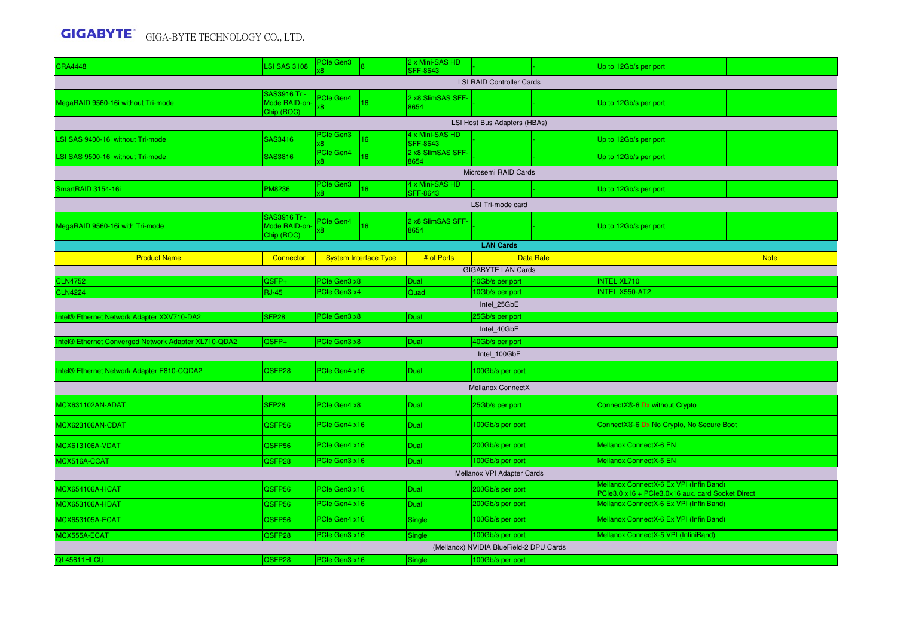| | | | | | | | | | |
|---|---|---|---|---|---|---|---|---|---|
| CRA4448 | LSI SAS 3108 | PCIe Gen3 x8 | 8 | 2 x Mini-SAS HD SFF-8643 | - | - | Up to 12Gb/s per port | | |
| LSI RAID Controller Cards | | | | | | | | | |
| MegaRAID 9560-16i without Tri-mode | SAS3916 Tri-Mode RAID-on-Chip (ROC) | PCIe Gen4 x8 | 16 | 2 x8 SlimSAS SFF-8654 | - | | Up to 12Gb/s per port | | |
| LSI Host Bus Adapters (HBAs) | | | | | | | | | |
| LSI SAS 9400-16i without Tri-mode | SAS3416 | PCIe Gen3 x8 | 16 | 4 x Mini-SAS HD SFF-8643 | - | - | Up to 12Gb/s per port | | |
| LSI SAS 9500-16i without Tri-mode | SAS3816 | PCIe Gen4 x8 | 16 | 2 x8 SlimSAS SFF-8654 | - | - | Up to 12Gb/s per port | | |
| Microsemi RAID Cards | | | | | | | | | |
| SmartRAID 3154-16i | PM8236 | PCIe Gen3 x8 | 16 | 4 x Mini-SAS HD SFF-8643 | - | - | Up to 12Gb/s per port | | |
| LSI Tri-mode card | | | | | | | | | |
| MegaRAID 9560-16i with Tri-mode | SAS3916 Tri-Mode RAID-on-Chip (ROC) | PCIe Gen4 x8 | 16 | 2 x8 SlimSAS SFF-8654 | - | - | Up to 12Gb/s per port | | |

**LAN Cards**

| Product Name | Connector | System Interface Type | # of Ports | Data Rate | Note |
|---|---|---|---|---|---|
| GIGABYTE LAN Cards | | | | | |
| CLN4752 | QSFP+ | PCIe Gen3 x8 | Dual | 40Gb/s per port | INTEL XL710 |
| CLN4224 | RJ-45 | PCIe Gen3 x4 | Quad | 10Gb/s per port | INTEL X550-AT2 |
| Intel_25GbE | | | | | |
| Intel® Ethernet Network Adapter XXV710-DA2 | SFP28 | PCIe Gen3 x8 | Dual | 25Gb/s per port | |
| Intel_40GbE | | | | | |
| Intel® Ethernet Converged Network Adapter XL710-QDA2 | QSFP+ | PCIe Gen3 x8 | Dual | 40Gb/s per port | |
| Intel_100GbE | | | | | |
| Intel® Ethernet Network Adapter E810-CQDA2 | QSFP28 | PCIe Gen4 x16 | Dual | 100Gb/s per port | |
| Mellanox ConnectX | | | | | |
| MCX631102AN-ADAT | SFP28 | PCIe Gen4 x8 | Dual | 25Gb/s per port | ConnectX®-6 Dx without Crypto |
| MCX623106AN-CDAT | QSFP56 | PCIe Gen4 x16 | Dual | 100Gb/s per port | ConnectX®-6 Dx No Crypto, No Secure Boot |
| MCX613106A-VDAT | QSFP56 | PCIe Gen4 x16 | Dual | 200Gb/s per port | Mellanox ConnectX-6 EN |
| MCX516A-CCAT | QSFP28 | PCIe Gen3 x16 | Dual | 100Gb/s per port | Mellanox ConnectX-5 EN |
| Mellanox VPI Adapter Cards | | | | | |
| MCX654106A-HCAT | QSFP56 | PCIe Gen3 x16 | Dual | 200Gb/s per port | Mellanox ConnectX-6 Ex VPI (InfiniBand) PCIe3.0 x16 + PCIe3.0x16 aux. card Socket Direct |
| MCX653106A-HDAT | QSFP56 | PCIe Gen4 x16 | Dual | 200Gb/s per port | Mellanox ConnectX-6 Ex VPI (InfiniBand) |
| MCX653105A-ECAT | QSFP56 | PCIe Gen4 x16 | Single | 100Gb/s per port | Mellanox ConnectX-6 Ex VPI (InfiniBand) |
| MCX555A-ECAT | QSFP28 | PCIe Gen3 x16 | Single | 100Gb/s per port | Mellanox ConnectX-5 VPI (InfiniBand) |
| (Mellanox) NVIDIA BlueField-2 DPU Cards | | | | | |
| QL45611HLCU | QSFP28 | PCIe Gen3 x16 | Single | 100Gb/s per port | |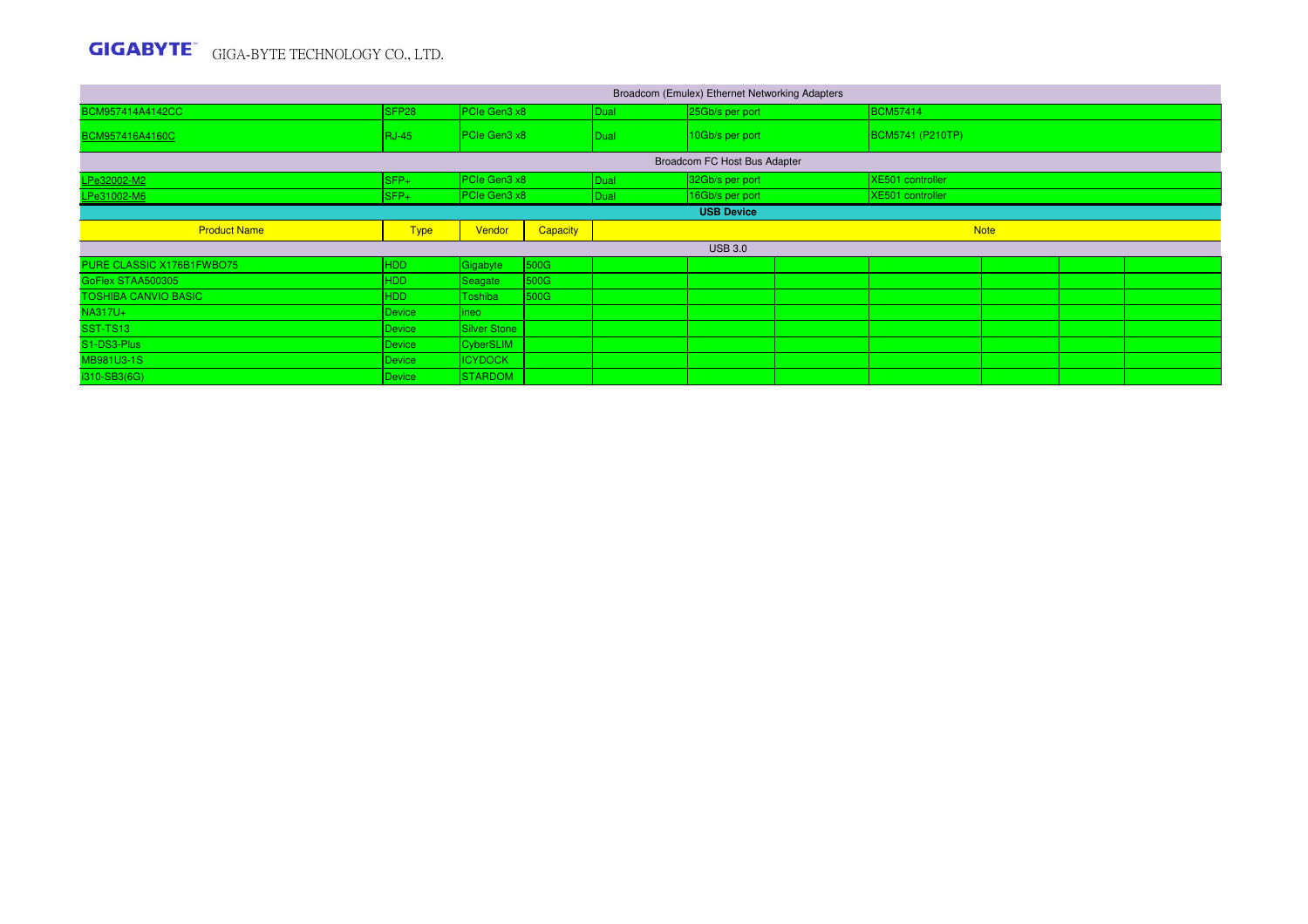| | | | | | | | | | |
|---|---|---|---|---|---|---|---|---|---|
| Broadcom (Emulex) Ethernet Networking Adapters | | | | | | | | | |
| BCM957414A4142CC | SFP28 | PCIe Gen3 x8 | | Dual | 25Gb/s per port | | BCM57414 | | |
| BCM957416A4160C | RJ-45 | PCIe Gen3 x8 | | Dual | 10Gb/s per port | | BCM5741 (P210TP) | | |
| Broadcom FC Host Bus Adapter | | | | | | | | | |
| LPe32002-M2 | SFP+ | PCIe Gen3 x8 | | Dual | 32Gb/s per port | | XE501 controller | | |
| LPe31002-M6 | SFP+ | PCIe Gen3 x8 | | Dual | 16Gb/s per port | | XE501 controller | | |
| **USB Device** | | | | | | | | | |
| Product Name | Type | Vendor | Capacity | Note | | | | | |
| USB 3.0 | | | | | | | | | |
| PURE CLASSIC X176B1FWBO75 | HDD | Gigabyte | 500G | | | | | | |
| GoFlex STAA500305 | HDD | Seagate | 500G | | | | | | |
| TOSHIBA CANVIO BASIC | HDD | Toshiba | 500G | | | | | | |
| NA317U+ | Device | ineo | | | | | | | |
| SST-TS13 | Device | Silver Stone | | | | | | | |
| S1-DS3-Plus | Device | CyberSLIM | | | | | | | |
| MB981U3-1S | Device | ICYDOCK | | | | | | | |
| i310-SB3(6G) | Device | STARDOM | | | | | | | |